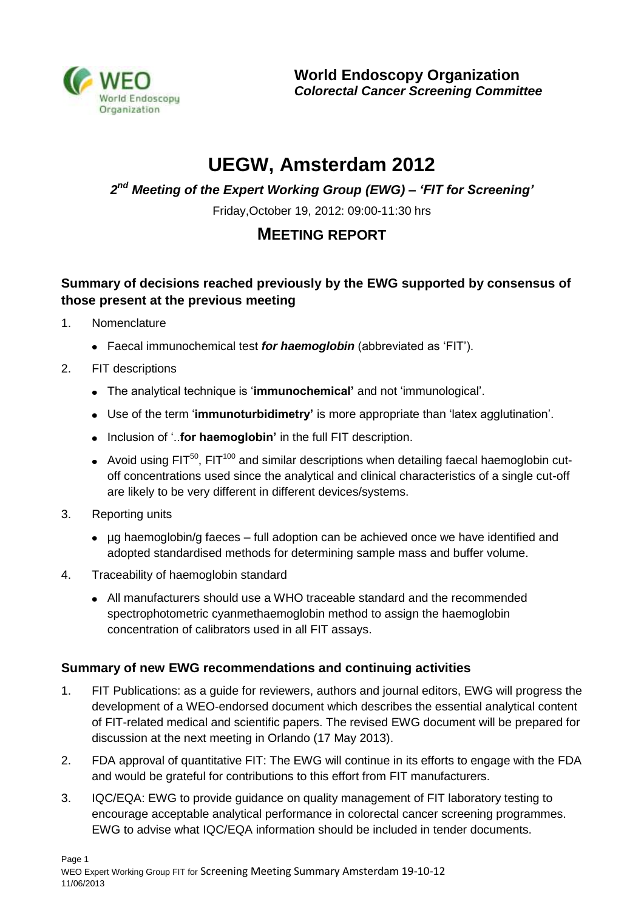**World Endoscopy Organization**
***Colorectal Cancer Screening Committee***

# UEGW, Amsterdam 2012

***2nd Meeting of the Expert Working Group (EWG) – 'FIT for Screening'***

Friday,October 19, 2012: 09:00-11:30 hrs

## MEETING REPORT

### Summary of decisions reached previously by the EWG supported by consensus of those present at the previous meeting

1. Nomenclature
   - Faecal immunochemical test ***for haemoglobin*** (abbreviated as 'FIT').
2. FIT descriptions
   - The analytical technique is '**immunochemical'** and not 'immunological'.
   - Use of the term '**immunoturbidimetry'** is more appropriate than 'latex agglutination'.
   - Inclusion of '..**for haemoglobin'** in the full FIT description.
   - Avoid using $FIT^{50}$, $FIT^{100}$ and similar descriptions when detailing faecal haemoglobin cut-off concentrations used since the analytical and clinical characteristics of a single cut-off are likely to be very different in different devices/systems.
3. Reporting units
   - µg haemoglobin/g faeces – full adoption can be achieved once we have identified and adopted standardised methods for determining sample mass and buffer volume.
4. Traceability of haemoglobin standard
   - All manufacturers should use a WHO traceable standard and the recommended spectrophotometric cyanmethaemoglobin method to assign the haemoglobin concentration of calibrators used in all FIT assays.

### Summary of new EWG recommendations and continuing activities

1. FIT Publications: as a guide for reviewers, authors and journal editors, EWG will progress the development of a WEO-endorsed document which describes the essential analytical content of FIT-related medical and scientific papers. The revised EWG document will be prepared for discussion at the next meeting in Orlando (17 May 2013).
2. FDA approval of quantitative FIT: The EWG will continue in its efforts to engage with the FDA and would be grateful for contributions to this effort from FIT manufacturers.
3. IQC/EQA: EWG to provide guidance on quality management of FIT laboratory testing to encourage acceptable analytical performance in colorectal cancer screening programmes. EWG to advise what IQC/EQA information should be included in tender documents.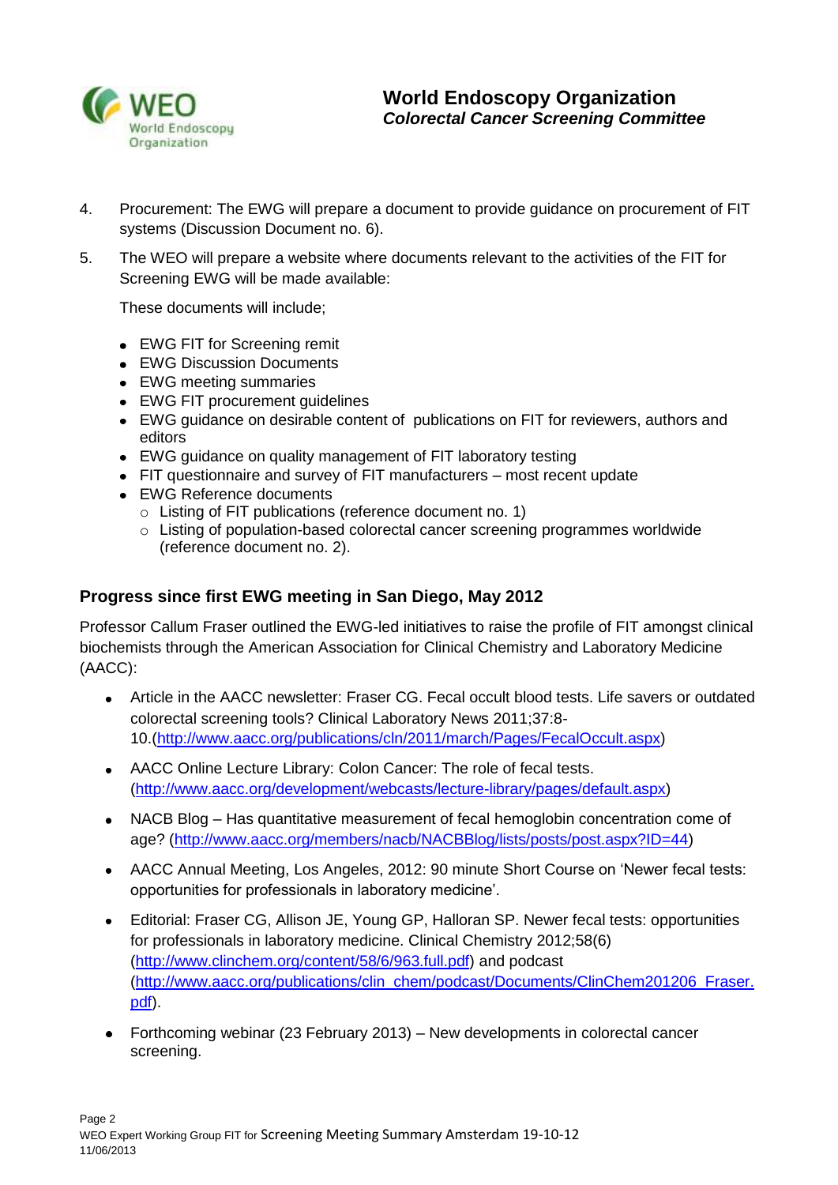4. Procurement: The EWG will prepare a document to provide guidance on procurement of FIT systems (Discussion Document no. 6).

5. The WEO will prepare a website where documents relevant to the activities of the FIT for Screening EWG will be made available:

   These documents will include;

   - EWG FIT for Screening remit
   - EWG Discussion Documents
   - EWG meeting summaries
   - EWG FIT procurement guidelines
   - EWG guidance on desirable content of publications on FIT for reviewers, authors and editors
   - EWG guidance on quality management of FIT laboratory testing
   - FIT questionnaire and survey of FIT manufacturers – most recent update
   - EWG Reference documents
     - Listing of FIT publications (reference document no. 1)
     - Listing of population-based colorectal cancer screening programmes worldwide (reference document no. 2).

## Progress since first EWG meeting in San Diego, May 2012

Professor Callum Fraser outlined the EWG-led initiatives to raise the profile of FIT amongst clinical biochemists through the American Association for Clinical Chemistry and Laboratory Medicine (AACC):

- Article in the AACC newsletter: Fraser CG. Fecal occult blood tests. Life savers or outdated colorectal screening tools? Clinical Laboratory News 2011;37:8-10.(http://www.aacc.org/publications/cln/2011/march/Pages/FecalOccult.aspx)

- AACC Online Lecture Library: Colon Cancer: The role of fecal tests. (http://www.aacc.org/development/webcasts/lecture-library/pages/default.aspx)

- NACB Blog – Has quantitative measurement of fecal hemoglobin concentration come of age? (http://www.aacc.org/members/nacb/NACBBlog/lists/posts/post.aspx?ID=44)

- AACC Annual Meeting, Los Angeles, 2012: 90 minute Short Course on 'Newer fecal tests: opportunities for professionals in laboratory medicine'.

- Editorial: Fraser CG, Allison JE, Young GP, Halloran SP. Newer fecal tests: opportunities for professionals in laboratory medicine. Clinical Chemistry 2012;58(6) (http://www.clinchem.org/content/58/6/963.full.pdf) and podcast (http://www.aacc.org/publications/clin_chem/podcast/Documents/ClinChem201206_Fraser.pdf).

- Forthcoming webinar (23 February 2013) – New developments in colorectal cancer screening.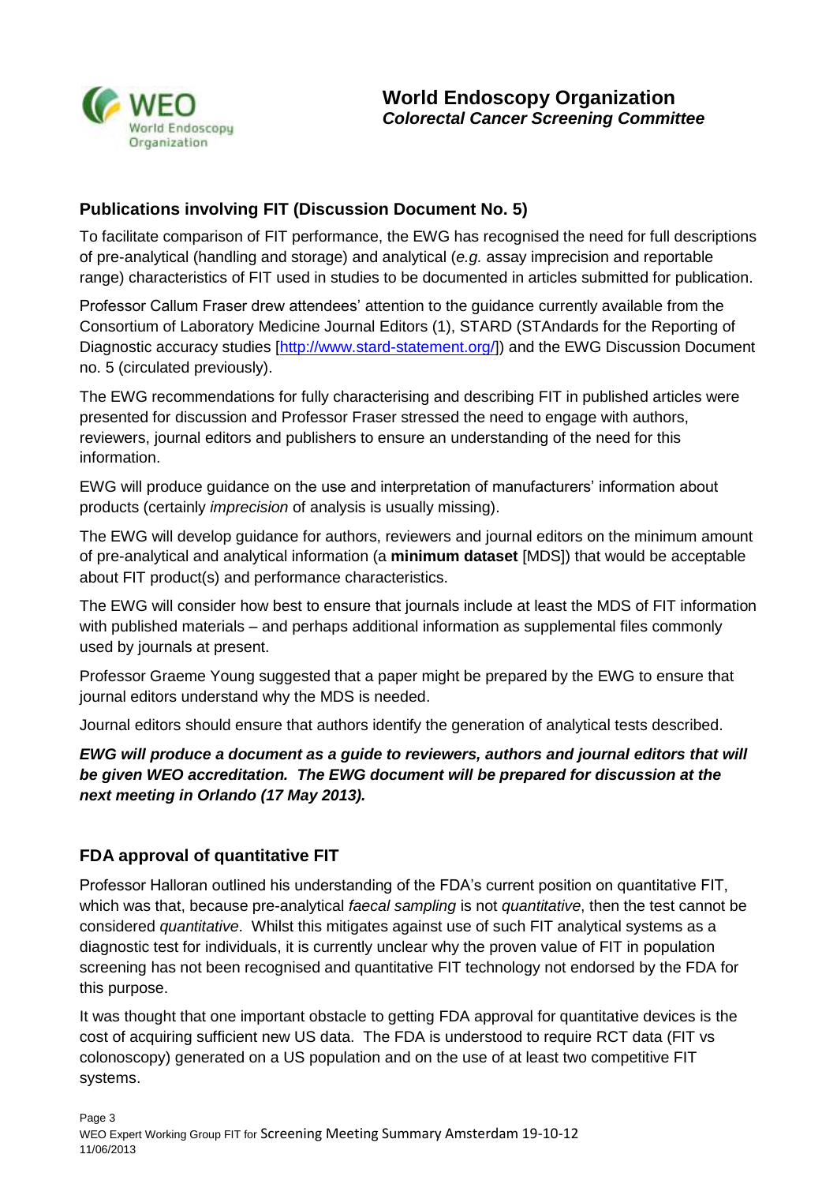## Publications involving FIT (Discussion Document No. 5)

To facilitate comparison of FIT performance, the EWG has recognised the need for full descriptions of pre-analytical (handling and storage) and analytical (*e.g.* assay imprecision and reportable range) characteristics of FIT used in studies to be documented in articles submitted for publication.

Professor Callum Fraser drew attendees' attention to the guidance currently available from the Consortium of Laboratory Medicine Journal Editors (1), STARD (STAndards for the Reporting of Diagnostic accuracy studies [http://www.stard-statement.org/]) and the EWG Discussion Document no. 5 (circulated previously).

The EWG recommendations for fully characterising and describing FIT in published articles were presented for discussion and Professor Fraser stressed the need to engage with authors, reviewers, journal editors and publishers to ensure an understanding of the need for this information.

EWG will produce guidance on the use and interpretation of manufacturers' information about products (certainly *imprecision* of analysis is usually missing).

The EWG will develop guidance for authors, reviewers and journal editors on the minimum amount of pre-analytical and analytical information (a **minimum dataset** [MDS]) that would be acceptable about FIT product(s) and performance characteristics.

The EWG will consider how best to ensure that journals include at least the MDS of FIT information with published materials – and perhaps additional information as supplemental files commonly used by journals at present.

Professor Graeme Young suggested that a paper might be prepared by the EWG to ensure that journal editors understand why the MDS is needed.

Journal editors should ensure that authors identify the generation of analytical tests described.

***EWG will produce a document as a guide to reviewers, authors and journal editors that will be given WEO accreditation. The EWG document will be prepared for discussion at the next meeting in Orlando (17 May 2013).***

## FDA approval of quantitative FIT

Professor Halloran outlined his understanding of the FDA's current position on quantitative FIT, which was that, because pre-analytical *faecal sampling* is not *quantitative*, then the test cannot be considered *quantitative*. Whilst this mitigates against use of such FIT analytical systems as a diagnostic test for individuals, it is currently unclear why the proven value of FIT in population screening has not been recognised and quantitative FIT technology not endorsed by the FDA for this purpose.

It was thought that one important obstacle to getting FDA approval for quantitative devices is the cost of acquiring sufficient new US data. The FDA is understood to require RCT data (FIT vs colonoscopy) generated on a US population and on the use of at least two competitive FIT systems.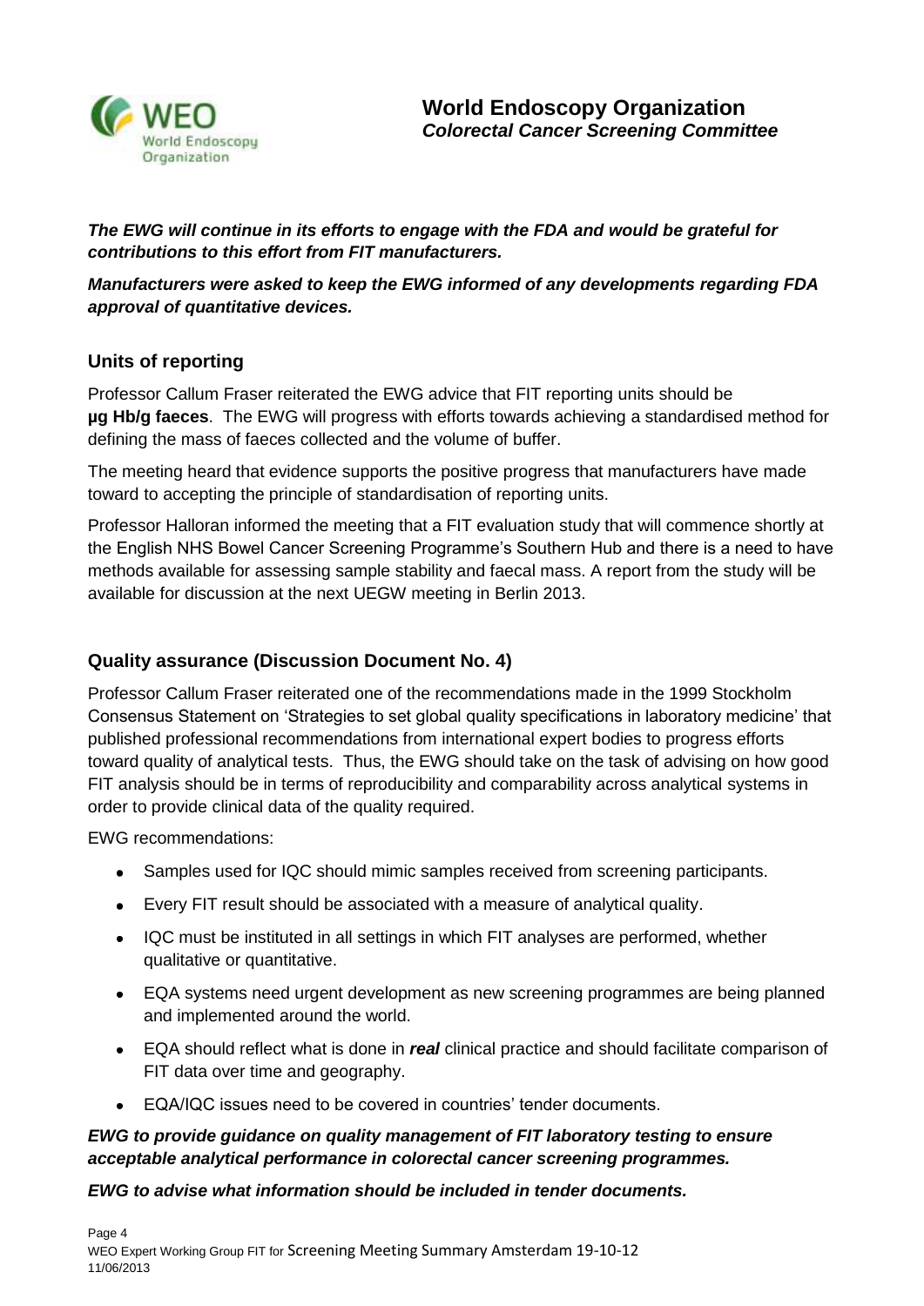***The EWG will continue in its efforts to engage with the FDA and would be grateful for contributions to this effort from FIT manufacturers.***

***Manufacturers were asked to keep the EWG informed of any developments regarding FDA approval of quantitative devices.***

## Units of reporting

Professor Callum Fraser reiterated the EWG advice that FIT reporting units should be **µg Hb/g faeces**. The EWG will progress with efforts towards achieving a standardised method for defining the mass of faeces collected and the volume of buffer.

The meeting heard that evidence supports the positive progress that manufacturers have made toward to accepting the principle of standardisation of reporting units.

Professor Halloran informed the meeting that a FIT evaluation study that will commence shortly at the English NHS Bowel Cancer Screening Programme's Southern Hub and there is a need to have methods available for assessing sample stability and faecal mass. A report from the study will be available for discussion at the next UEGW meeting in Berlin 2013.

## Quality assurance (Discussion Document No. 4)

Professor Callum Fraser reiterated one of the recommendations made in the 1999 Stockholm Consensus Statement on 'Strategies to set global quality specifications in laboratory medicine' that published professional recommendations from international expert bodies to progress efforts toward quality of analytical tests. Thus, the EWG should take on the task of advising on how good FIT analysis should be in terms of reproducibility and comparability across analytical systems in order to provide clinical data of the quality required.

EWG recommendations:

- Samples used for IQC should mimic samples received from screening participants.
- Every FIT result should be associated with a measure of analytical quality.
- IQC must be instituted in all settings in which FIT analyses are performed, whether qualitative or quantitative.
- EQA systems need urgent development as new screening programmes are being planned and implemented around the world.
- EQA should reflect what is done in ***real*** clinical practice and should facilitate comparison of FIT data over time and geography.
- EQA/IQC issues need to be covered in countries' tender documents.

***EWG to provide guidance on quality management of FIT laboratory testing to ensure acceptable analytical performance in colorectal cancer screening programmes.***

***EWG to advise what information should be included in tender documents.***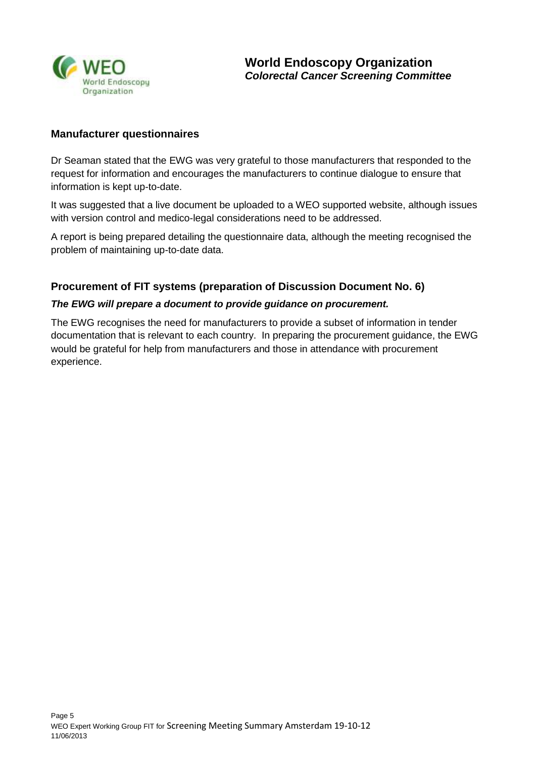## Manufacturer questionnaires

Dr Seaman stated that the EWG was very grateful to those manufacturers that responded to the request for information and encourages the manufacturers to continue dialogue to ensure that information is kept up-to-date.

It was suggested that a live document be uploaded to a WEO supported website, although issues with version control and medico-legal considerations need to be addressed.

A report is being prepared detailing the questionnaire data, although the meeting recognised the problem of maintaining up-to-date data.

## Procurement of FIT systems (preparation of Discussion Document No. 6)

***The EWG will prepare a document to provide guidance on procurement.***

The EWG recognises the need for manufacturers to provide a subset of information in tender documentation that is relevant to each country. In preparing the procurement guidance, the EWG would be grateful for help from manufacturers and those in attendance with procurement experience.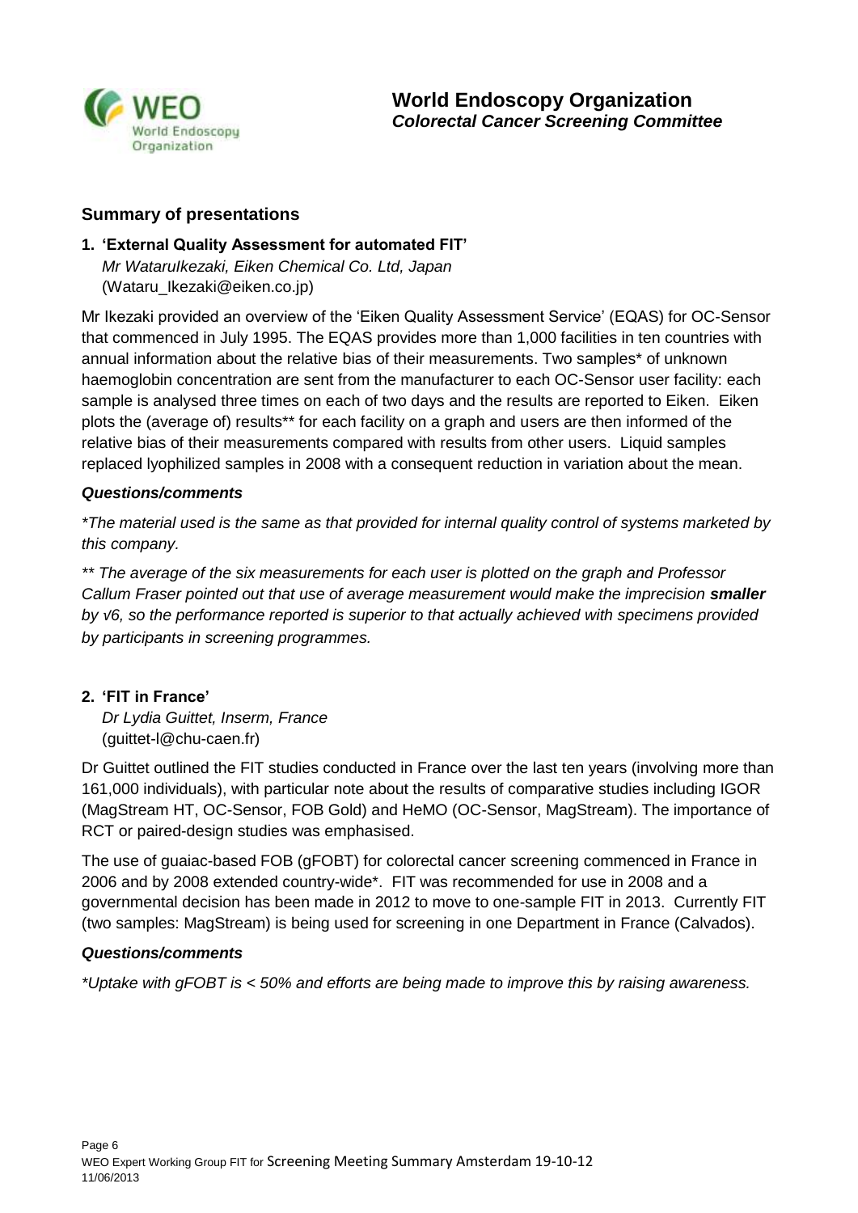# World Endoscopy Organization
***Colorectal Cancer Screening Committee***

## Summary of presentations

### 1. 'External Quality Assessment for automated FIT'

*Mr WataruIkezaki, Eiken Chemical Co. Ltd, Japan*
(Wataru_Ikezaki@eiken.co.jp)

Mr Ikezaki provided an overview of the 'Eiken Quality Assessment Service' (EQAS) for OC-Sensor that commenced in July 1995. The EQAS provides more than 1,000 facilities in ten countries with annual information about the relative bias of their measurements. Two samples* of unknown haemoglobin concentration are sent from the manufacturer to each OC-Sensor user facility: each sample is analysed three times on each of two days and the results are reported to Eiken. Eiken plots the (average of) results** for each facility on a graph and users are then informed of the relative bias of their measurements compared with results from other users. Liquid samples replaced lyophilized samples in 2008 with a consequent reduction in variation about the mean.

#### *Questions/comments*

*\*The material used is the same as that provided for internal quality control of systems marketed by this company.*

*\*\* The average of the six measurements for each user is plotted on the graph and Professor Callum Fraser pointed out that use of average measurement would make the imprecision **smaller** by √6, so the performance reported is superior to that actually achieved with specimens provided by participants in screening programmes.*

### 2. 'FIT in France'

*Dr Lydia Guittet, Inserm, France*
(guittet-l@chu-caen.fr)

Dr Guittet outlined the FIT studies conducted in France over the last ten years (involving more than 161,000 individuals), with particular note about the results of comparative studies including IGOR (MagStream HT, OC-Sensor, FOB Gold) and HeMO (OC-Sensor, MagStream). The importance of RCT or paired-design studies was emphasised.

The use of guaiac-based FOB (gFOBT) for colorectal cancer screening commenced in France in 2006 and by 2008 extended country-wide*. FIT was recommended for use in 2008 and a governmental decision has been made in 2012 to move to one-sample FIT in 2013. Currently FIT (two samples: MagStream) is being used for screening in one Department in France (Calvados).

#### *Questions/comments*

*\*Uptake with gFOBT is < 50% and efforts are being made to improve this by raising awareness.*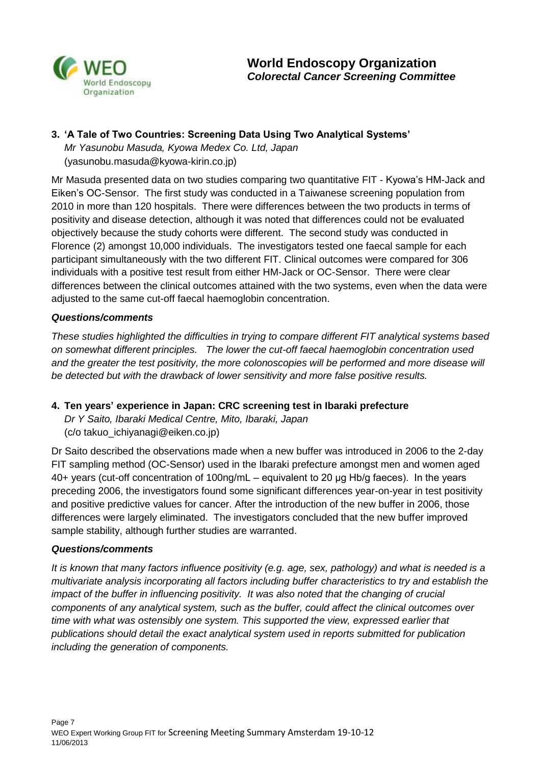**3. 'A Tale of Two Countries: Screening Data Using Two Analytical Systems'**

*Mr Yasunobu Masuda, Kyowa Medex Co. Ltd, Japan*
(yasunobu.masuda@kyowa-kirin.co.jp)

Mr Masuda presented data on two studies comparing two quantitative FIT - Kyowa's HM-Jack and Eiken's OC-Sensor. The first study was conducted in a Taiwanese screening population from 2010 in more than 120 hospitals. There were differences between the two products in terms of positivity and disease detection, although it was noted that differences could not be evaluated objectively because the study cohorts were different. The second study was conducted in Florence (2) amongst 10,000 individuals. The investigators tested one faecal sample for each participant simultaneously with the two different FIT. Clinical outcomes were compared for 306 individuals with a positive test result from either HM-Jack or OC-Sensor. There were clear differences between the clinical outcomes attained with the two systems, even when the data were adjusted to the same cut-off faecal haemoglobin concentration.

***Questions/comments***

*These studies highlighted the difficulties in trying to compare different FIT analytical systems based on somewhat different principles. The lower the cut-off faecal haemoglobin concentration used and the greater the test positivity, the more colonoscopies will be performed and more disease will be detected but with the drawback of lower sensitivity and more false positive results.*

**4. Ten years' experience in Japan: CRC screening test in Ibaraki prefecture**

*Dr Y Saito, Ibaraki Medical Centre, Mito, Ibaraki, Japan*
(c/o takuo_ichiyanagi@eiken.co.jp)

Dr Saito described the observations made when a new buffer was introduced in 2006 to the 2-day FIT sampling method (OC-Sensor) used in the Ibaraki prefecture amongst men and women aged 40+ years (cut-off concentration of 100ng/mL – equivalent to 20 µg Hb/g faeces). In the years preceding 2006, the investigators found some significant differences year-on-year in test positivity and positive predictive values for cancer. After the introduction of the new buffer in 2006, those differences were largely eliminated. The investigators concluded that the new buffer improved sample stability, although further studies are warranted.

***Questions/comments***

*It is known that many factors influence positivity (e.g. age, sex, pathology) and what is needed is a multivariate analysis incorporating all factors including buffer characteristics to try and establish the impact of the buffer in influencing positivity. It was also noted that the changing of crucial components of any analytical system, such as the buffer, could affect the clinical outcomes over time with what was ostensibly one system. This supported the view, expressed earlier that publications should detail the exact analytical system used in reports submitted for publication including the generation of components.*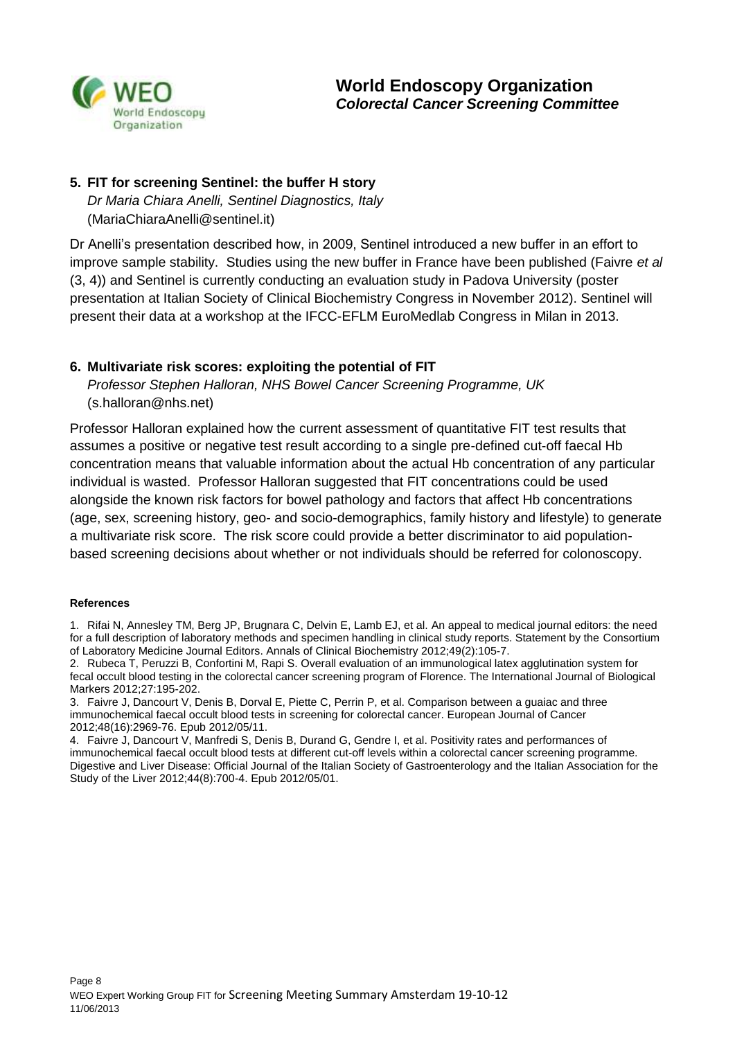**5. FIT for screening Sentinel: the buffer H story**

*Dr Maria Chiara Anelli, Sentinel Diagnostics, Italy*
(MariaChiaraAnelli@sentinel.it)

Dr Anelli's presentation described how, in 2009, Sentinel introduced a new buffer in an effort to improve sample stability. Studies using the new buffer in France have been published (Faivre *et al* (3, 4)) and Sentinel is currently conducting an evaluation study in Padova University (poster presentation at Italian Society of Clinical Biochemistry Congress in November 2012). Sentinel will present their data at a workshop at the IFCC-EFLM EuroMedlab Congress in Milan in 2013.

**6. Multivariate risk scores: exploiting the potential of FIT**

*Professor Stephen Halloran, NHS Bowel Cancer Screening Programme, UK*
(s.halloran@nhs.net)

Professor Halloran explained how the current assessment of quantitative FIT test results that assumes a positive or negative test result according to a single pre-defined cut-off faecal Hb concentration means that valuable information about the actual Hb concentration of any particular individual is wasted. Professor Halloran suggested that FIT concentrations could be used alongside the known risk factors for bowel pathology and factors that affect Hb concentrations (age, sex, screening history, geo- and socio-demographics, family history and lifestyle) to generate a multivariate risk score. The risk score could provide a better discriminator to aid population-based screening decisions about whether or not individuals should be referred for colonoscopy.

**References**

1. Rifai N, Annesley TM, Berg JP, Brugnara C, Delvin E, Lamb EJ, et al. An appeal to medical journal editors: the need for a full description of laboratory methods and specimen handling in clinical study reports. Statement by the Consortium of Laboratory Medicine Journal Editors. Annals of Clinical Biochemistry 2012;49(2):105-7.
2. Rubeca T, Peruzzi B, Confortini M, Rapi S. Overall evaluation of an immunological latex agglutination system for fecal occult blood testing in the colorectal cancer screening program of Florence. The International Journal of Biological Markers 2012;27:195-202.
3. Faivre J, Dancourt V, Denis B, Dorval E, Piette C, Perrin P, et al. Comparison between a guaiac and three immunochemical faecal occult blood tests in screening for colorectal cancer. European Journal of Cancer 2012;48(16):2969-76. Epub 2012/05/11.
4. Faivre J, Dancourt V, Manfredi S, Denis B, Durand G, Gendre I, et al. Positivity rates and performances of immunochemical faecal occult blood tests at different cut-off levels within a colorectal cancer screening programme. Digestive and Liver Disease: Official Journal of the Italian Society of Gastroenterology and the Italian Association for the Study of the Liver 2012;44(8):700-4. Epub 2012/05/01.